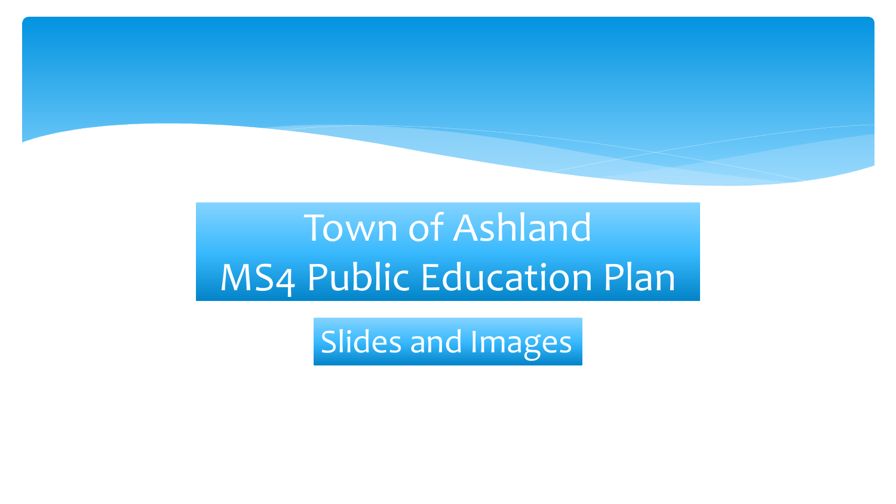# Town of Ashland
# MS4 Public Education Plan

## Slides and Images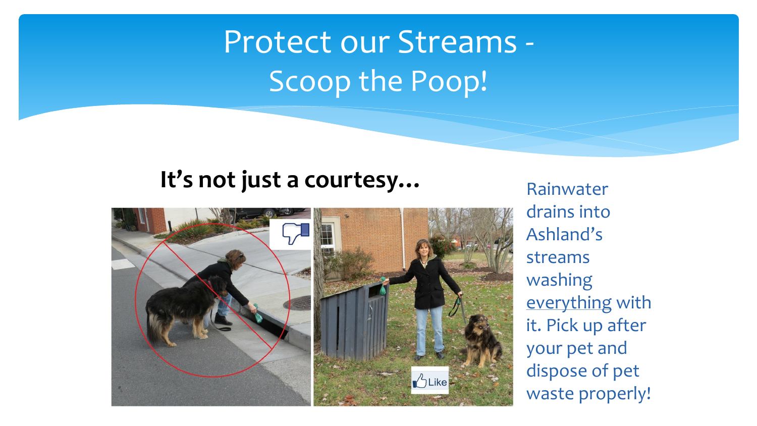# Protect our Streams - Scoop the Poop!

**It's not just a courtesy…**

Rainwater drains into Ashland's streams washing <u>everything</u> with it. Pick up after your pet and dispose of pet waste properly!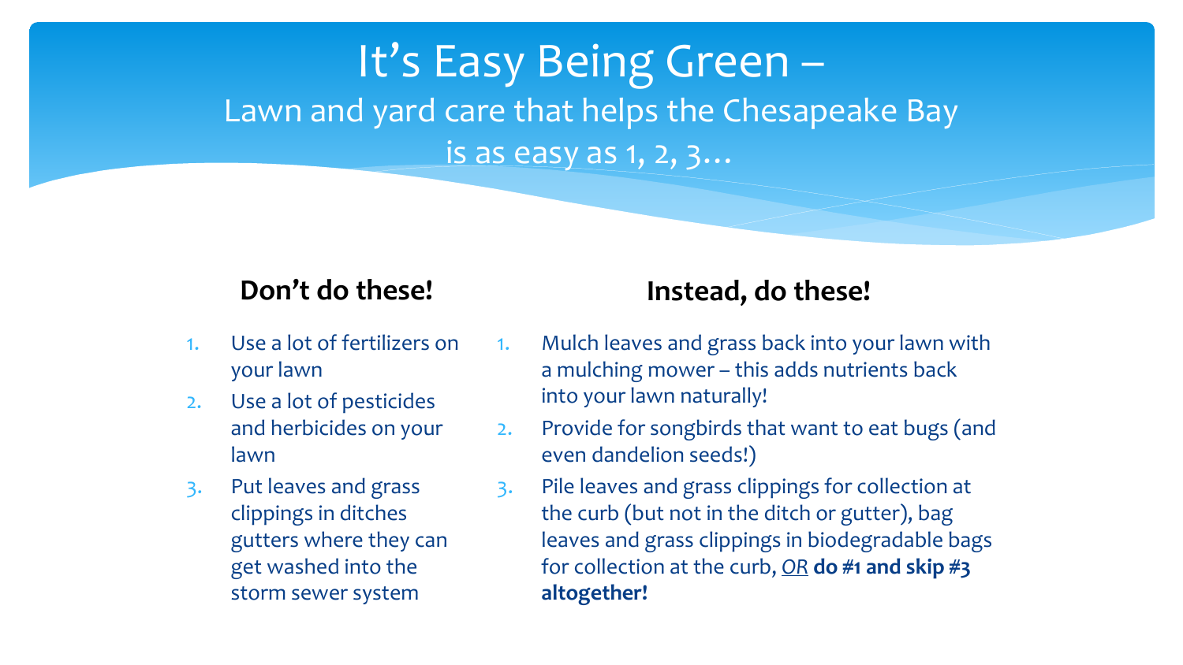# It's Easy Being Green –

Lawn and yard care that helps the Chesapeake Bay is as easy as 1, 2, 3…

### Don't do these!

1. Use a lot of fertilizers on your lawn
2. Use a lot of pesticides and herbicides on your lawn
3. Put leaves and grass clippings in ditches gutters where they can get washed into the storm sewer system

### Instead, do these!

1. Mulch leaves and grass back into your lawn with a mulching mower – this adds nutrients back into your lawn naturally!
2. Provide for songbirds that want to eat bugs (and even dandelion seeds!)
3. Pile leaves and grass clippings for collection at the curb (but not in the ditch or gutter), bag leaves and grass clippings in biodegradable bags for collection at the curb, <u>*OR*</u> **do #1 and skip #3 altogether!**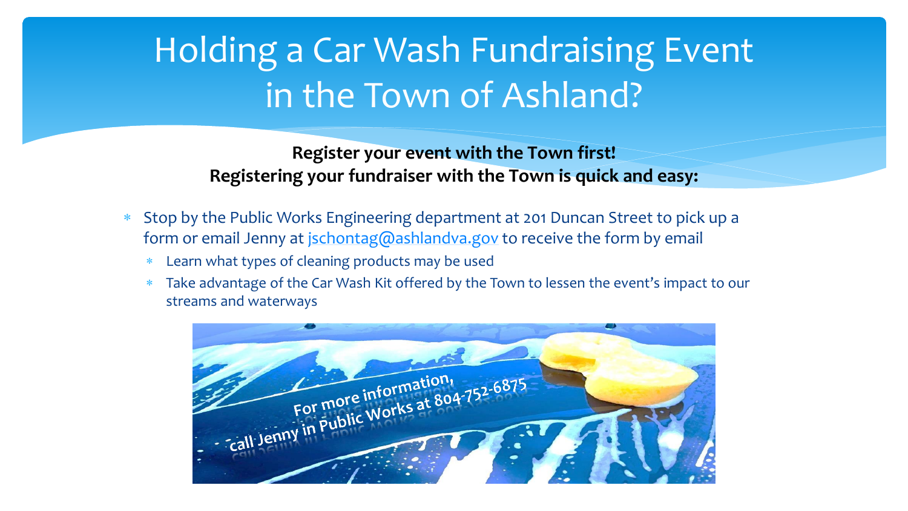# Holding a Car Wash Fundraising Event in the Town of Ashland?

**Register your event with the Town first!**
**Registering your fundraiser with the Town is quick and easy:**

- Stop by the Public Works Engineering department at 201 Duncan Street to pick up a form or email Jenny at jschontag@ashlandva.gov to receive the form by email
  - Learn what types of cleaning products may be used
  - Take advantage of the Car Wash Kit offered by the Town to lessen the event's impact to our streams and waterways

For more information, call Jenny in Public Works at 804-752-6875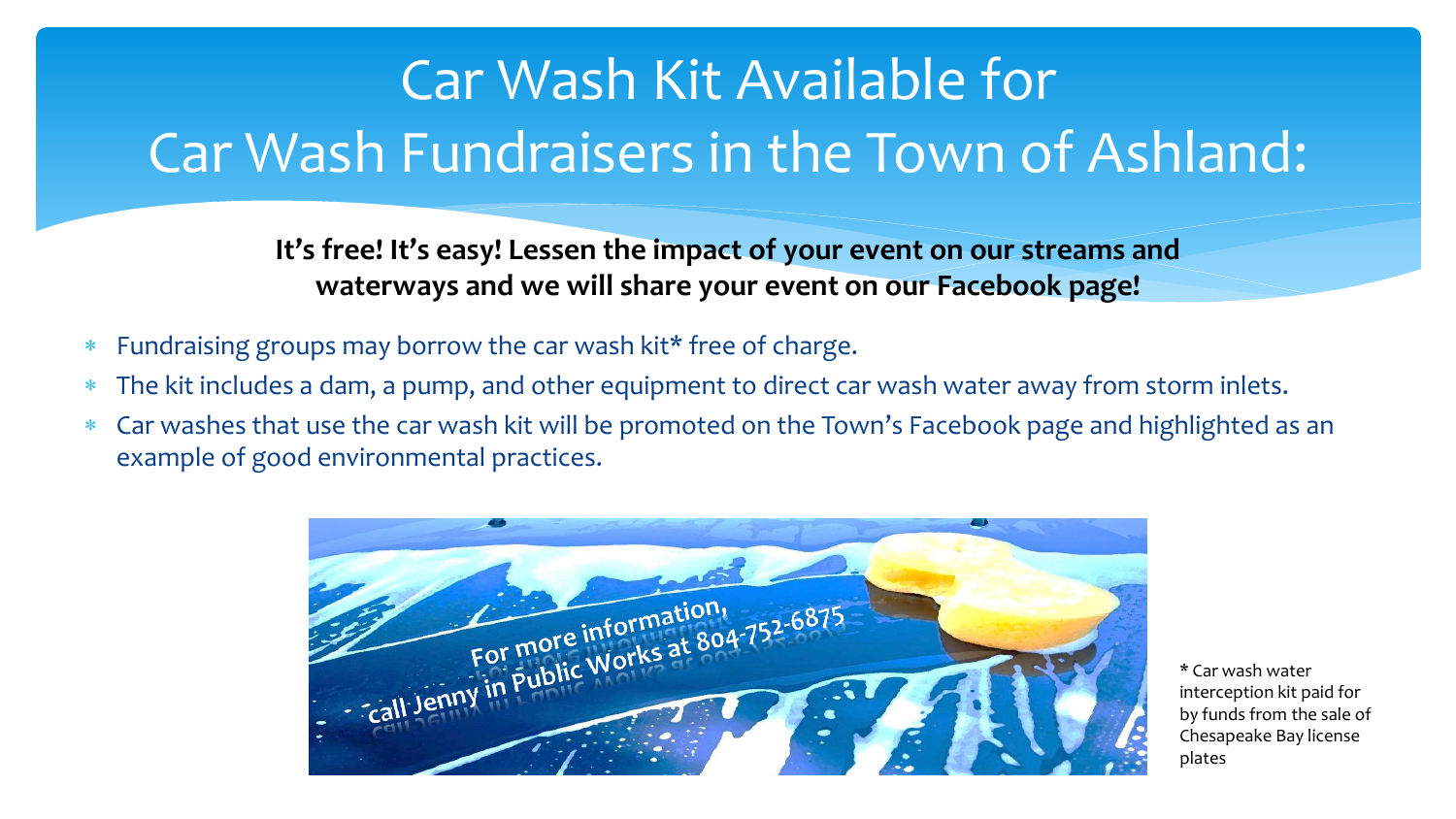# Car Wash Kit Available for Car Wash Fundraisers in the Town of Ashland:

**It's free! It's easy! Lessen the impact of your event on our streams and waterways and we will share your event on our Facebook page!**

- Fundraising groups may borrow the car wash kit* free of charge.
- The kit includes a dam, a pump, and other equipment to direct car wash water away from storm inlets.
- Car washes that use the car wash kit will be promoted on the Town's Facebook page and highlighted as an example of good environmental practices.

**For more information, call Jenny in Public Works at 804-752-6875**

* Car wash water interception kit paid for by funds from the sale of Chesapeake Bay license plates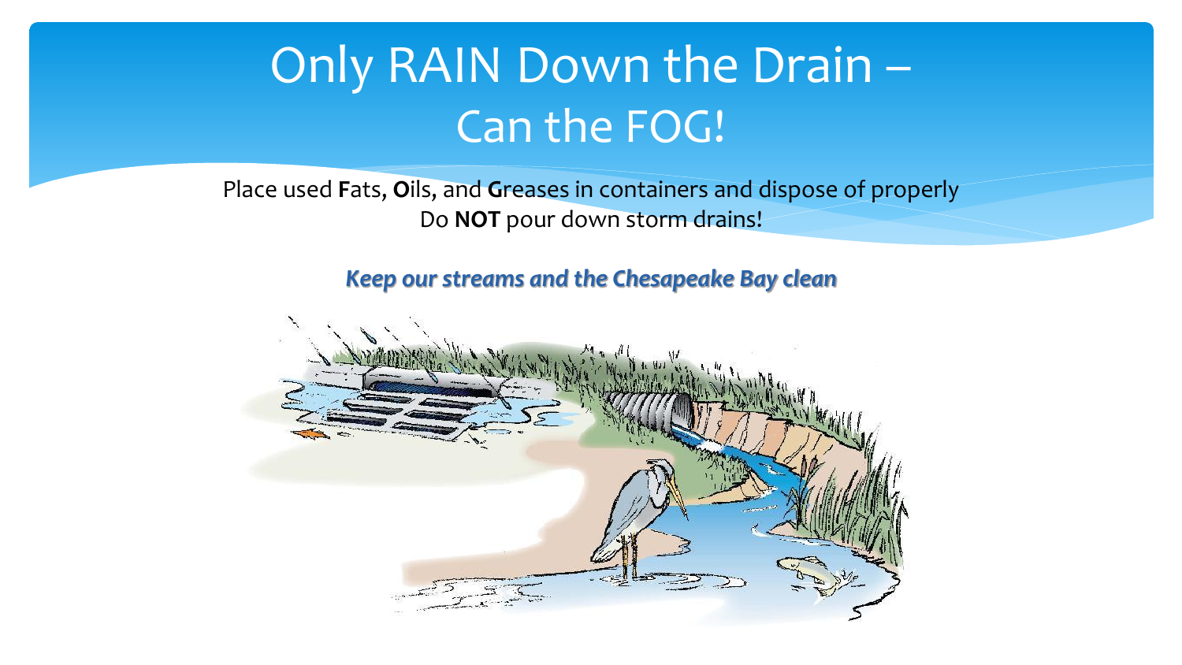# Only RAIN Down the Drain – Can the FOG!

Place used **F**ats, **O**ils, and **G**reases in containers and dispose of properly
Do **NOT** pour down storm drains!

***Keep our streams and the Chesapeake Bay clean***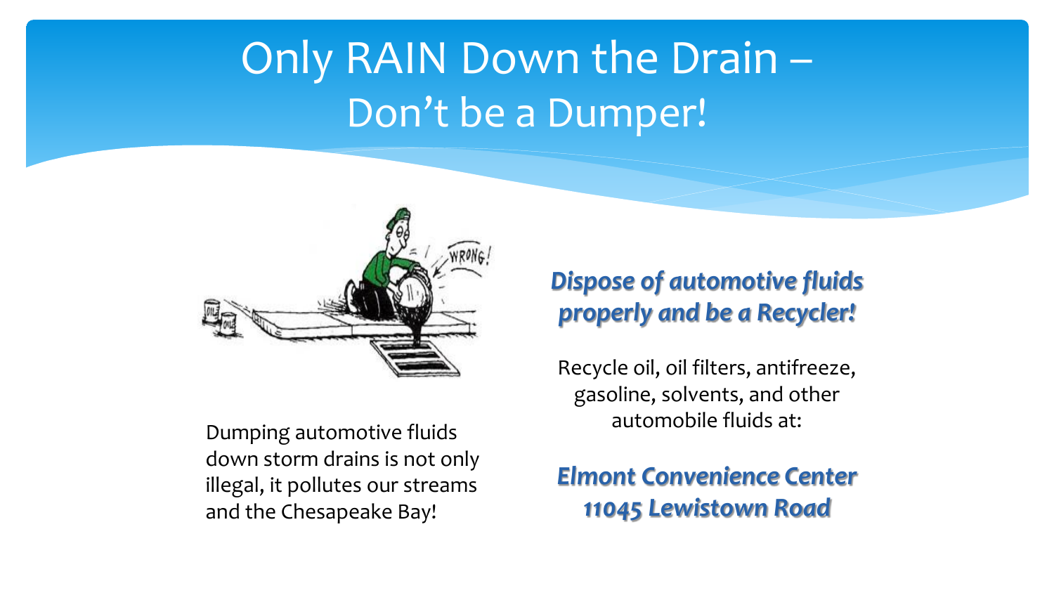# Only RAIN Down the Drain – Don't be a Dumper!

Dumping automotive fluids down storm drains is not only illegal, it pollutes our streams and the Chesapeake Bay!

***Dispose of automotive fluids properly and be a Recycler!***

Recycle oil, oil filters, antifreeze, gasoline, solvents, and other automobile fluids at:

***Elmont Convenience Center***
***11045 Lewistown Road***